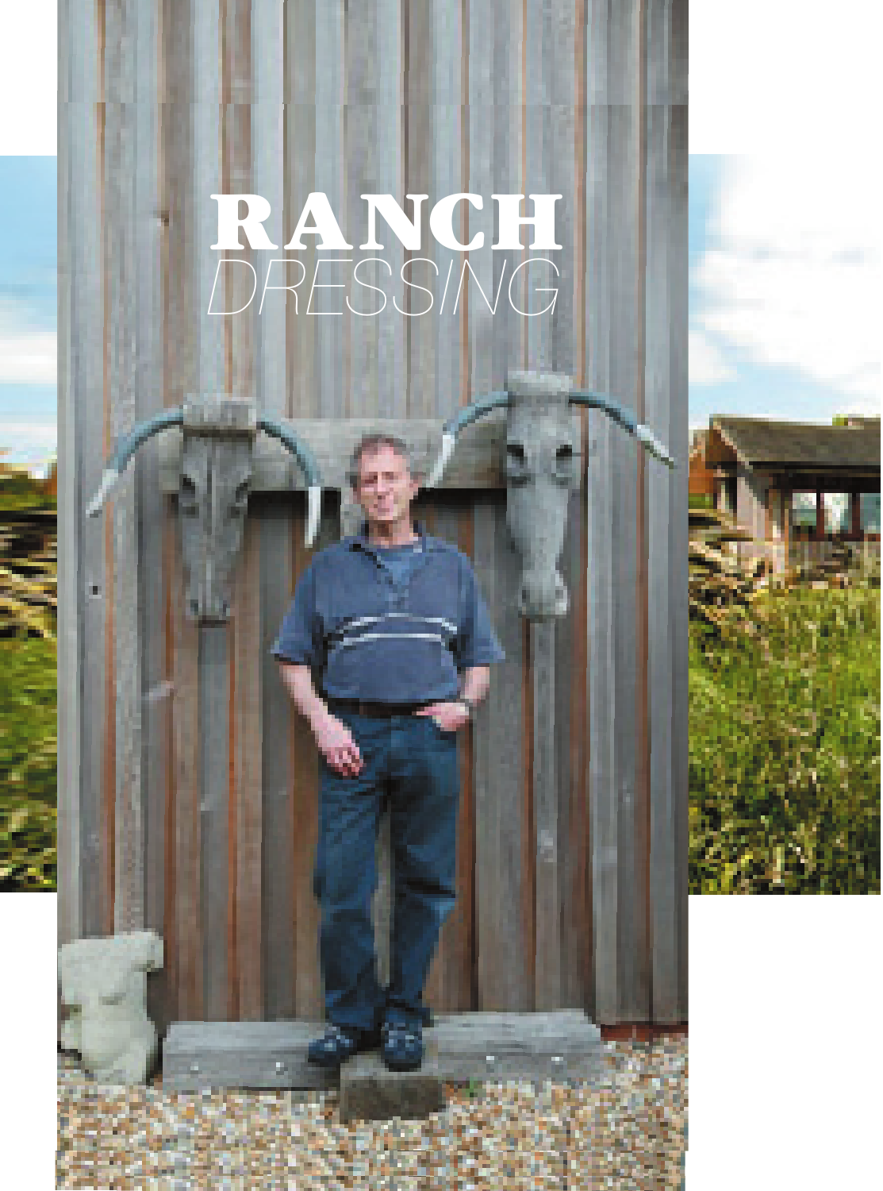# RANCH
*DRESSING*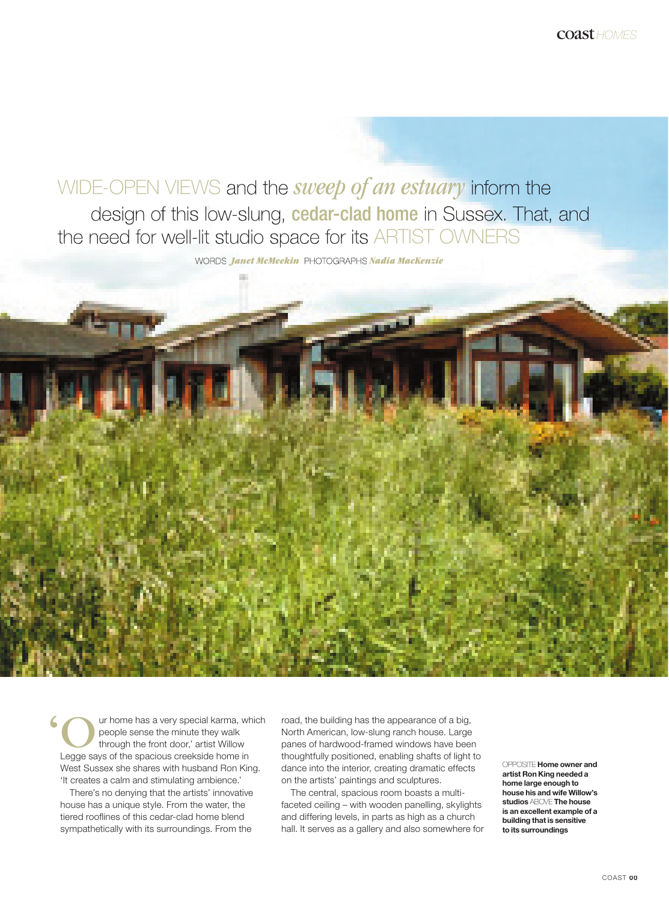WIDE-OPEN VIEWS and the *sweep of an estuary* inform the design of this low-slung, **cedar-clad home** in Sussex. That, and the need for well-lit studio space for its ARTIST OWNERS

WORDS *Janet McMeekin* PHOTOGRAPHS *Nadia MacKenzie*

'Our home has a very special karma, which people sense the minute they walk through the front door,' artist Willow Legge says of the spacious creekside home in West Sussex she shares with husband Ron King. 'It creates a calm and stimulating ambience.'

There's no denying that the artists' innovative house has a unique style. From the water, the tiered rooflines of this cedar-clad home blend sympathetically with its surroundings. From the road, the building has the appearance of a big, North American, low-slung ranch house. Large panes of hardwood-framed windows have been thoughtfully positioned, enabling shafts of light to dance into the interior, creating dramatic effects on the artists' paintings and sculptures.

The central, spacious room boasts a multi-faceted ceiling – with wooden panelling, skylights and differing levels, in parts as high as a church hall. It serves as a gallery and also somewhere for

OPPOSITE **Home owner and artist Ron King needed a home large enough to house his and wife Willow's studios** ABOVE **The house is an excellent example of a building that is sensitive to its surroundings**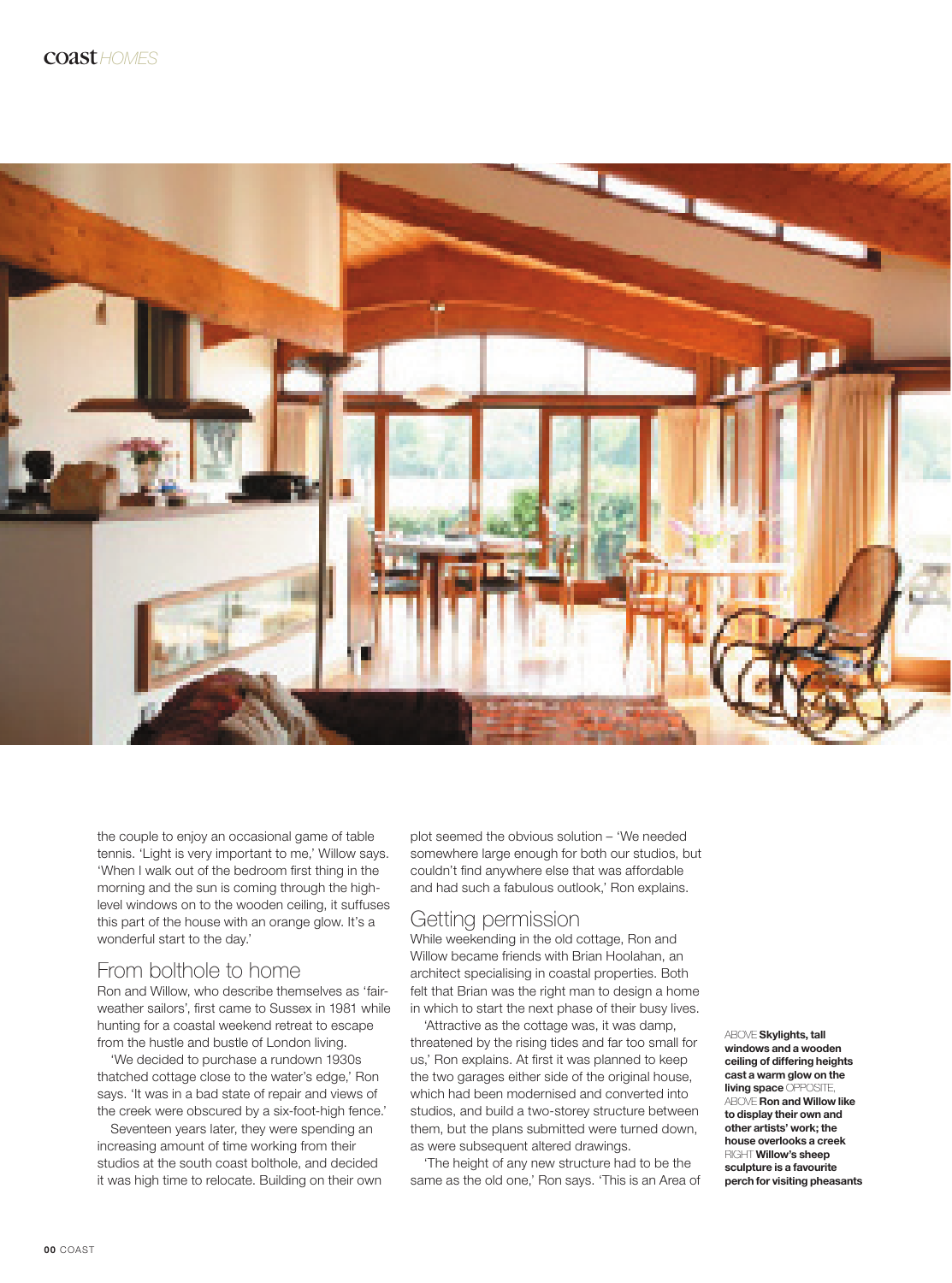the couple to enjoy an occasional game of table tennis. 'Light is very important to me,' Willow says. 'When I walk out of the bedroom first thing in the morning and the sun is coming through the high-level windows on to the wooden ceiling, it suffuses this part of the house with an orange glow. It's a wonderful start to the day.'

## From bolthole to home

Ron and Willow, who describe themselves as 'fair-weather sailors', first came to Sussex in 1981 while hunting for a coastal weekend retreat to escape from the hustle and bustle of London living.

'We decided to purchase a rundown 1930s thatched cottage close to the water's edge,' Ron says. 'It was in a bad state of repair and views of the creek were obscured by a six-foot-high fence.'

Seventeen years later, they were spending an increasing amount of time working from their studios at the south coast bolthole, and decided it was high time to relocate. Building on their own plot seemed the obvious solution – 'We needed somewhere large enough for both our studios, but couldn't find anywhere else that was affordable and had such a fabulous outlook,' Ron explains.

## Getting permission

While weekending in the old cottage, Ron and Willow became friends with Brian Hoolahan, an architect specialising in coastal properties. Both felt that Brian was the right man to design a home in which to start the next phase of their busy lives.

'Attractive as the cottage was, it was damp, threatened by the rising tides and far too small for us,' Ron explains. At first it was planned to keep the two garages either side of the original house, which had been modernised and converted into studios, and build a two-storey structure between them, but the plans submitted were turned down, as were subsequent altered drawings.

'The height of any new structure had to be the same as the old one,' Ron says. 'This is an Area of

ABOVE **Skylights, tall windows and a wooden ceiling of differing heights cast a warm glow on the living space** OPPOSITE, ABOVE **Ron and Willow like to display their own and other artists' work; the house overlooks a creek** RIGHT **Willow's sheep sculpture is a favourite perch for visiting pheasants**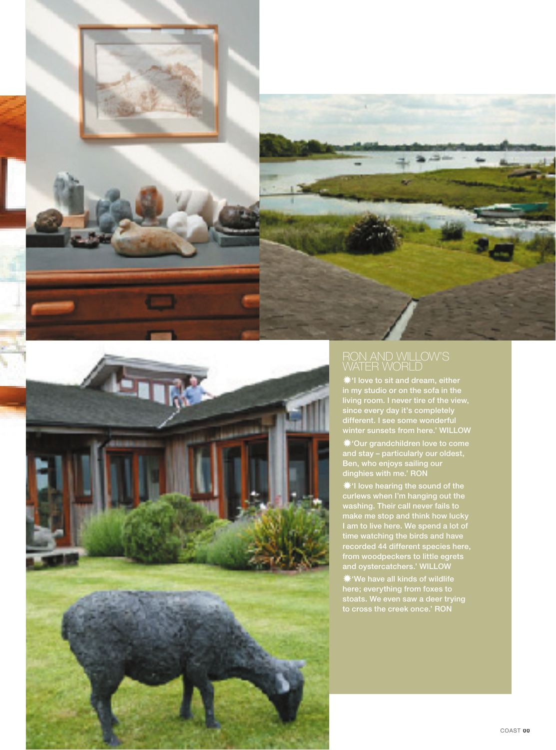## RON AND WILLOW'S WATER WORLD

✷'I love to sit and dream, either in my studio or on the sofa in the living room. I never tire of the view, since every day it's completely different. I see some wonderful winter sunsets from here.' WILLOW

✷'Our grandchildren love to come and stay – particularly our oldest, Ben, who enjoys sailing our dinghies with me.' RON

✷'I love hearing the sound of the curlews when I'm hanging out the washing. Their call never fails to make me stop and think how lucky I am to live here. We spend a lot of time watching the birds and have recorded 44 different species here, from woodpeckers to little egrets and oystercatchers.' WILLOW

✷'We have all kinds of wildlife here; everything from foxes to stoats. We even saw a deer trying to cross the creek once.' RON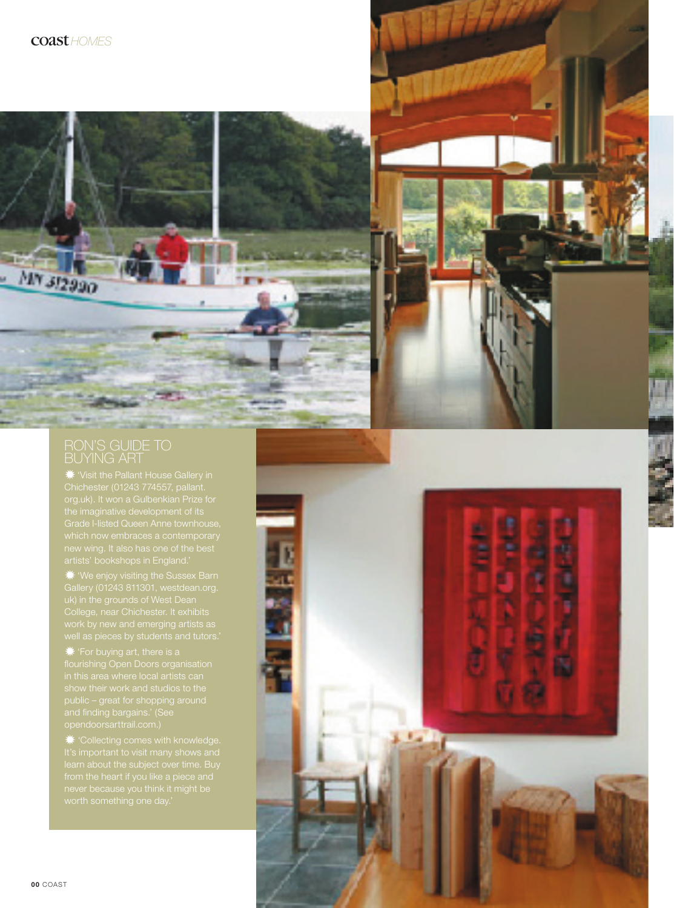## RON'S GUIDE TO BUYING ART

- 'Visit the Pallant House Gallery in Chichester (01243 774557, pallant.org.uk). It won a Gulbenkian Prize for the imaginative development of its Grade I-listed Queen Anne townhouse, which now embraces a contemporary new wing. It also has one of the best artists' bookshops in England.'
- 'We enjoy visiting the Sussex Barn Gallery (01243 811301, westdean.org.uk) in the grounds of West Dean College, near Chichester. It exhibits work by new and emerging artists as well as pieces by students and tutors.'
- 'For buying art, there is a flourishing Open Doors organisation in this area where local artists can show their work and studios to the public – great for shopping around and finding bargains.' (See opendoorsarttrail.com.)
- 'Collecting comes with knowledge. It's important to visit many shows and learn about the subject over time. Buy from the heart if you like a piece and never because you think it might be worth something one day.'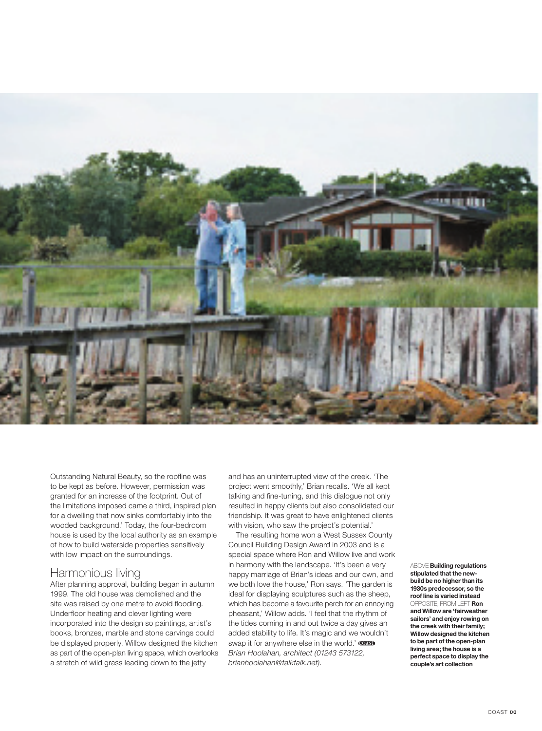Outstanding Natural Beauty, so the roofline was to be kept as before. However, permission was granted for an increase of the footprint. Out of the limitations imposed came a third, inspired plan for a dwelling that now sinks comfortably into the wooded background.' Today, the four-bedroom house is used by the local authority as an example of how to build waterside properties sensitively with low impact on the surroundings.

## Harmonious living

After planning approval, building began in autumn 1999. The old house was demolished and the site was raised by one metre to avoid flooding. Underfloor heating and clever lighting were incorporated into the design so paintings, artist's books, bronzes, marble and stone carvings could be displayed properly. Willow designed the kitchen as part of the open-plan living space, which overlooks a stretch of wild grass leading down to the jetty and has an uninterrupted view of the creek. 'The project went smoothly,' Brian recalls. 'We all kept talking and fine-tuning, and this dialogue not only resulted in happy clients but also consolidated our friendship. It was great to have enlightened clients with vision, who saw the project's potential.'

The resulting home won a West Sussex County Council Building Design Award in 2003 and is a special space where Ron and Willow live and work in harmony with the landscape. 'It's been a very happy marriage of Brian's ideas and our own, and we both love the house,' Ron says. 'The garden is ideal for displaying sculptures such as the sheep, which has become a favourite perch for an annoying pheasant,' Willow adds. 'I feel that the rhythm of the tides coming in and out twice a day gives an added stability to life. It's magic and we wouldn't swap it for anywhere else in the world.' coast

*Brian Hoolahan, architect (01243 573122, brianhoolahan@talktalk.net).*

ABOVE **Building regulations stipulated that the new-build be no higher than its 1930s predecessor, so the roof line is varied instead** OPPOSITE, FROM LEFT **Ron and Willow are 'fairweather sailors' and enjoy rowing on the creek with their family; Willow designed the kitchen to be part of the open-plan living area; the house is a perfect space to display the couple's art collection**